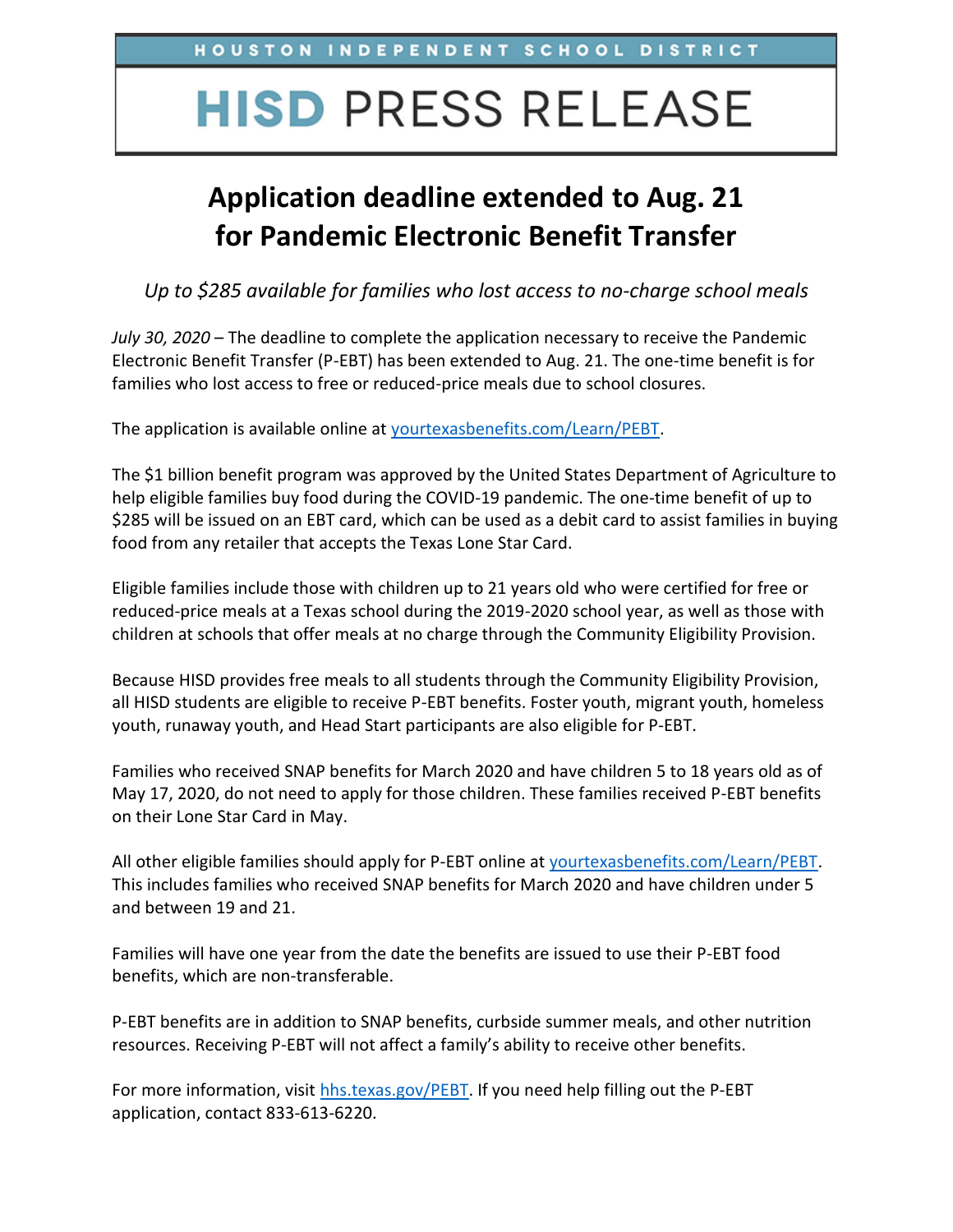HOUSTON INDEPENDENT SCHOOL DISTRICT

# HISD PRESS RELEASE

## Application deadline extended to Aug. 21 for Pandemic Electronic Benefit Transfer

*Up to $285 available for families who lost access to no-charge school meals*

*July 30, 2020* – The deadline to complete the application necessary to receive the Pandemic Electronic Benefit Transfer (P-EBT) has been extended to Aug. 21. The one-time benefit is for families who lost access to free or reduced-price meals due to school closures.

The application is available online at yourtexasbenefits.com/Learn/PEBT.

The $1 billion benefit program was approved by the United States Department of Agriculture to help eligible families buy food during the COVID-19 pandemic. The one-time benefit of up to $285 will be issued on an EBT card, which can be used as a debit card to assist families in buying food from any retailer that accepts the Texas Lone Star Card.

Eligible families include those with children up to 21 years old who were certified for free or reduced-price meals at a Texas school during the 2019-2020 school year, as well as those with children at schools that offer meals at no charge through the Community Eligibility Provision.

Because HISD provides free meals to all students through the Community Eligibility Provision, all HISD students are eligible to receive P-EBT benefits. Foster youth, migrant youth, homeless youth, runaway youth, and Head Start participants are also eligible for P-EBT.

Families who received SNAP benefits for March 2020 and have children 5 to 18 years old as of May 17, 2020, do not need to apply for those children. These families received P-EBT benefits on their Lone Star Card in May.

All other eligible families should apply for P-EBT online at yourtexasbenefits.com/Learn/PEBT. This includes families who received SNAP benefits for March 2020 and have children under 5 and between 19 and 21.

Families will have one year from the date the benefits are issued to use their P-EBT food benefits, which are non-transferable.

P-EBT benefits are in addition to SNAP benefits, curbside summer meals, and other nutrition resources. Receiving P-EBT will not affect a family's ability to receive other benefits.

For more information, visit hhs.texas.gov/PEBT. If you need help filling out the P-EBT application, contact 833-613-6220.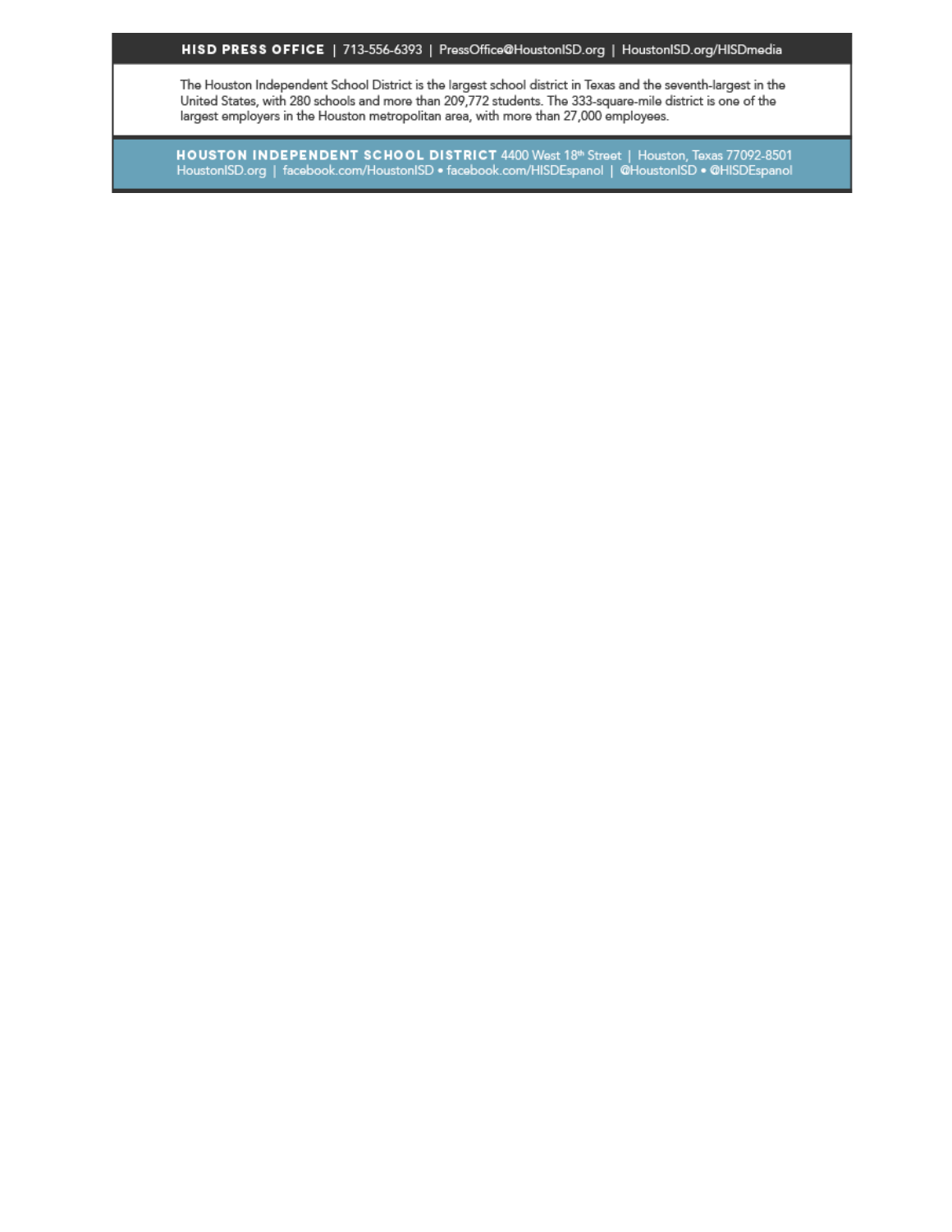**HISD PRESS OFFICE** | 713-556-6393 | PressOffice@HoustonISD.org | HoustonISD.org/HISDmedia

The Houston Independent School District is the largest school district in Texas and the seventh-largest in the United States, with 280 schools and more than 209,772 students. The 333-square-mile district is one of the largest employers in the Houston metropolitan area, with more than 27,000 employees.

**HOUSTON INDEPENDENT SCHOOL DISTRICT** 4400 West 18th Street | Houston, Texas 77092-8501
HoustonISD.org | facebook.com/HoustonISD • facebook.com/HISDEspanol | @HoustonISD • @HISDEspanol